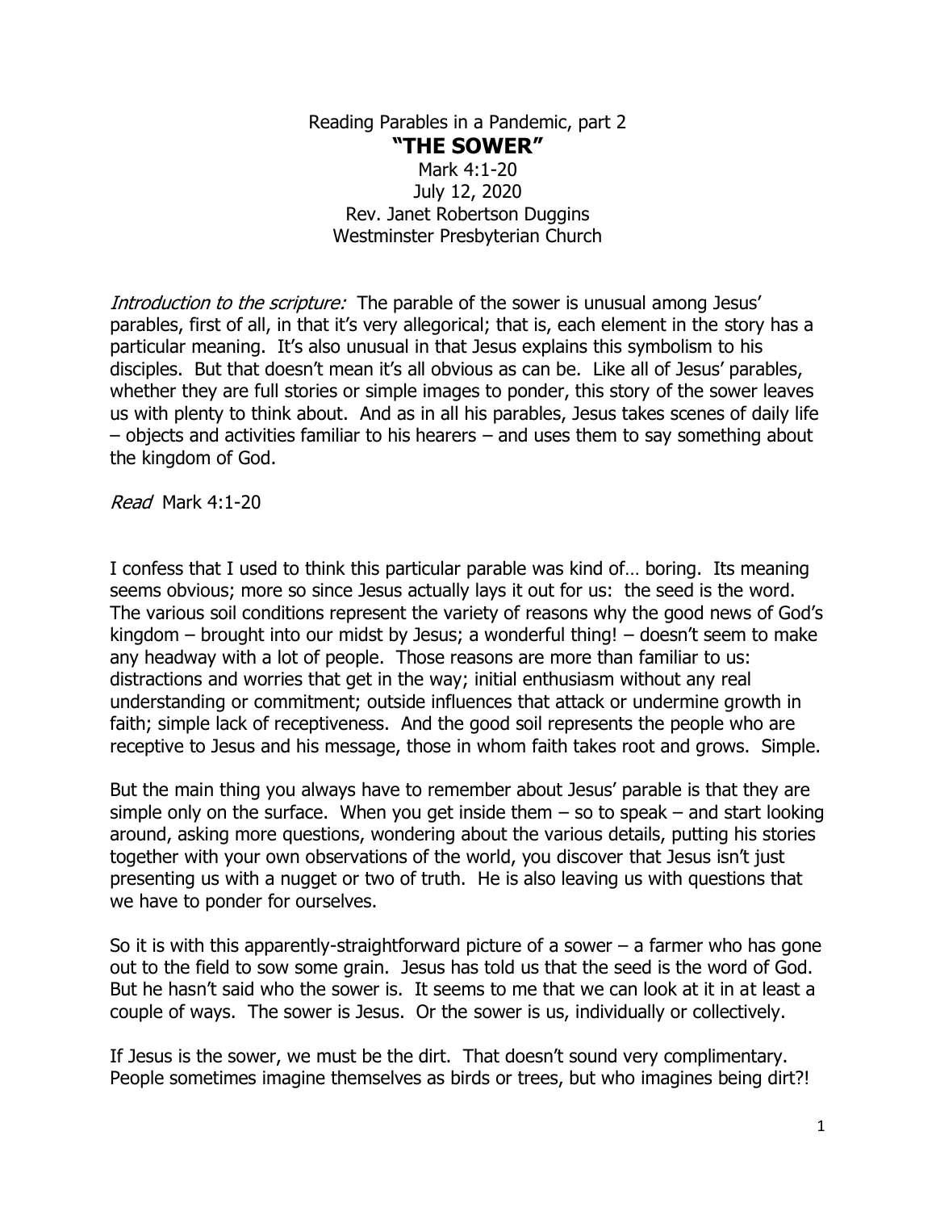Reading Parables in a Pandemic, part 2

# "THE SOWER"

Mark 4:1-20
July 12, 2020
Rev. Janet Robertson Duggins
Westminster Presbyterian Church

*Introduction to the scripture:* The parable of the sower is unusual among Jesus' parables, first of all, in that it's very allegorical; that is, each element in the story has a particular meaning. It's also unusual in that Jesus explains this symbolism to his disciples. But that doesn't mean it's all obvious as can be. Like all of Jesus' parables, whether they are full stories or simple images to ponder, this story of the sower leaves us with plenty to think about. And as in all his parables, Jesus takes scenes of daily life – objects and activities familiar to his hearers – and uses them to say something about the kingdom of God.

*Read* Mark 4:1-20

I confess that I used to think this particular parable was kind of… boring. Its meaning seems obvious; more so since Jesus actually lays it out for us: the seed is the word. The various soil conditions represent the variety of reasons why the good news of God's kingdom – brought into our midst by Jesus; a wonderful thing! – doesn't seem to make any headway with a lot of people. Those reasons are more than familiar to us: distractions and worries that get in the way; initial enthusiasm without any real understanding or commitment; outside influences that attack or undermine growth in faith; simple lack of receptiveness. And the good soil represents the people who are receptive to Jesus and his message, those in whom faith takes root and grows. Simple.

But the main thing you always have to remember about Jesus' parable is that they are simple only on the surface. When you get inside them – so to speak – and start looking around, asking more questions, wondering about the various details, putting his stories together with your own observations of the world, you discover that Jesus isn't just presenting us with a nugget or two of truth. He is also leaving us with questions that we have to ponder for ourselves.

So it is with this apparently-straightforward picture of a sower – a farmer who has gone out to the field to sow some grain. Jesus has told us that the seed is the word of God. But he hasn't said who the sower is. It seems to me that we can look at it in at least a couple of ways. The sower is Jesus. Or the sower is us, individually or collectively.

If Jesus is the sower, we must be the dirt. That doesn't sound very complimentary. People sometimes imagine themselves as birds or trees, but who imagines being dirt?!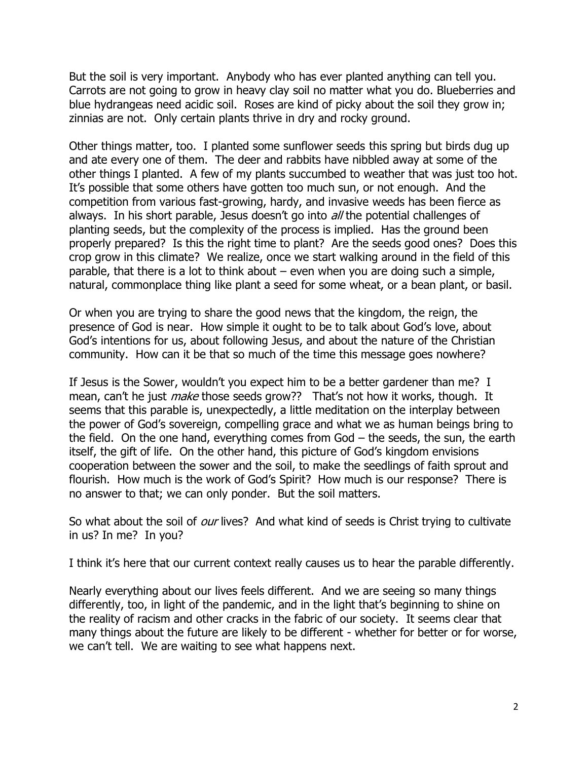But the soil is very important. Anybody who has ever planted anything can tell you. Carrots are not going to grow in heavy clay soil no matter what you do. Blueberries and blue hydrangeas need acidic soil. Roses are kind of picky about the soil they grow in; zinnias are not. Only certain plants thrive in dry and rocky ground.

Other things matter, too. I planted some sunflower seeds this spring but birds dug up and ate every one of them. The deer and rabbits have nibbled away at some of the other things I planted. A few of my plants succumbed to weather that was just too hot. It's possible that some others have gotten too much sun, or not enough. And the competition from various fast-growing, hardy, and invasive weeds has been fierce as always. In his short parable, Jesus doesn't go into *all* the potential challenges of planting seeds, but the complexity of the process is implied. Has the ground been properly prepared? Is this the right time to plant? Are the seeds good ones? Does this crop grow in this climate? We realize, once we start walking around in the field of this parable, that there is a lot to think about – even when you are doing such a simple, natural, commonplace thing like plant a seed for some wheat, or a bean plant, or basil.

Or when you are trying to share the good news that the kingdom, the reign, the presence of God is near. How simple it ought to be to talk about God's love, about God's intentions for us, about following Jesus, and about the nature of the Christian community. How can it be that so much of the time this message goes nowhere?

If Jesus is the Sower, wouldn't you expect him to be a better gardener than me? I mean, can't he just *make* those seeds grow?? That's not how it works, though. It seems that this parable is, unexpectedly, a little meditation on the interplay between the power of God's sovereign, compelling grace and what we as human beings bring to the field. On the one hand, everything comes from God – the seeds, the sun, the earth itself, the gift of life. On the other hand, this picture of God's kingdom envisions cooperation between the sower and the soil, to make the seedlings of faith sprout and flourish. How much is the work of God's Spirit? How much is our response? There is no answer to that; we can only ponder. But the soil matters.

So what about the soil of *our* lives? And what kind of seeds is Christ trying to cultivate in us? In me? In you?

I think it's here that our current context really causes us to hear the parable differently.

Nearly everything about our lives feels different. And we are seeing so many things differently, too, in light of the pandemic, and in the light that's beginning to shine on the reality of racism and other cracks in the fabric of our society. It seems clear that many things about the future are likely to be different - whether for better or for worse, we can't tell. We are waiting to see what happens next.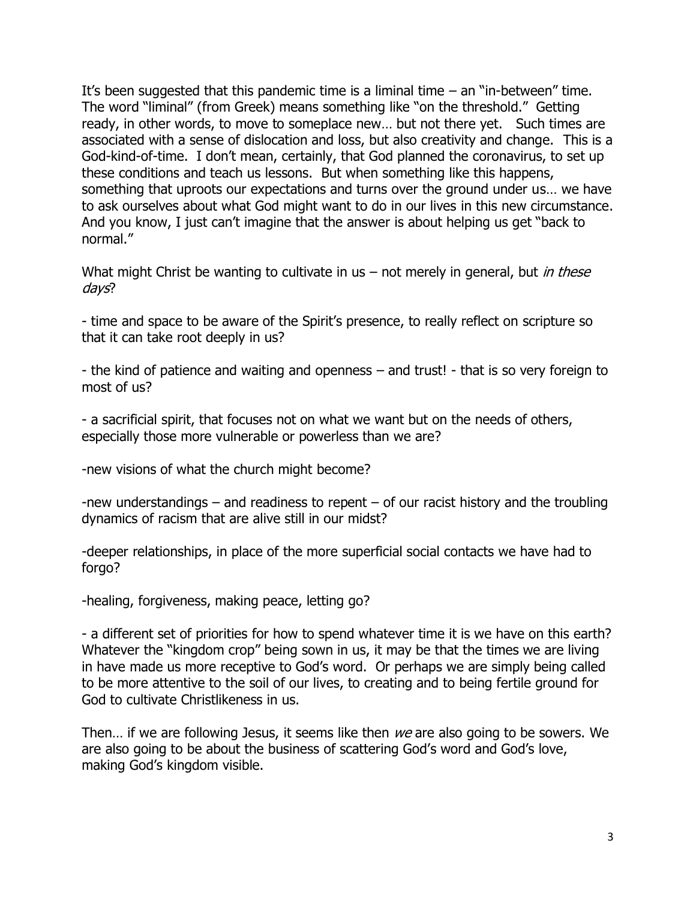It's been suggested that this pandemic time is a liminal time – an "in-between" time. The word "liminal" (from Greek) means something like "on the threshold." Getting ready, in other words, to move to someplace new… but not there yet. Such times are associated with a sense of dislocation and loss, but also creativity and change. This is a God-kind-of-time. I don't mean, certainly, that God planned the coronavirus, to set up these conditions and teach us lessons. But when something like this happens, something that uproots our expectations and turns over the ground under us… we have to ask ourselves about what God might want to do in our lives in this new circumstance. And you know, I just can't imagine that the answer is about helping us get "back to normal."

What might Christ be wanting to cultivate in us – not merely in general, but *in these days*?

- time and space to be aware of the Spirit's presence, to really reflect on scripture so that it can take root deeply in us?

- the kind of patience and waiting and openness – and trust! - that is so very foreign to most of us?

- a sacrificial spirit, that focuses not on what we want but on the needs of others, especially those more vulnerable or powerless than we are?

-new visions of what the church might become?

-new understandings – and readiness to repent – of our racist history and the troubling dynamics of racism that are alive still in our midst?

-deeper relationships, in place of the more superficial social contacts we have had to forgo?

-healing, forgiveness, making peace, letting go?

- a different set of priorities for how to spend whatever time it is we have on this earth?
Whatever the "kingdom crop" being sown in us, it may be that the times we are living in have made us more receptive to God's word. Or perhaps we are simply being called to be more attentive to the soil of our lives, to creating and to being fertile ground for God to cultivate Christlikeness in us.

Then… if we are following Jesus, it seems like then *we* are also going to be sowers. We are also going to be about the business of scattering God's word and God's love, making God's kingdom visible.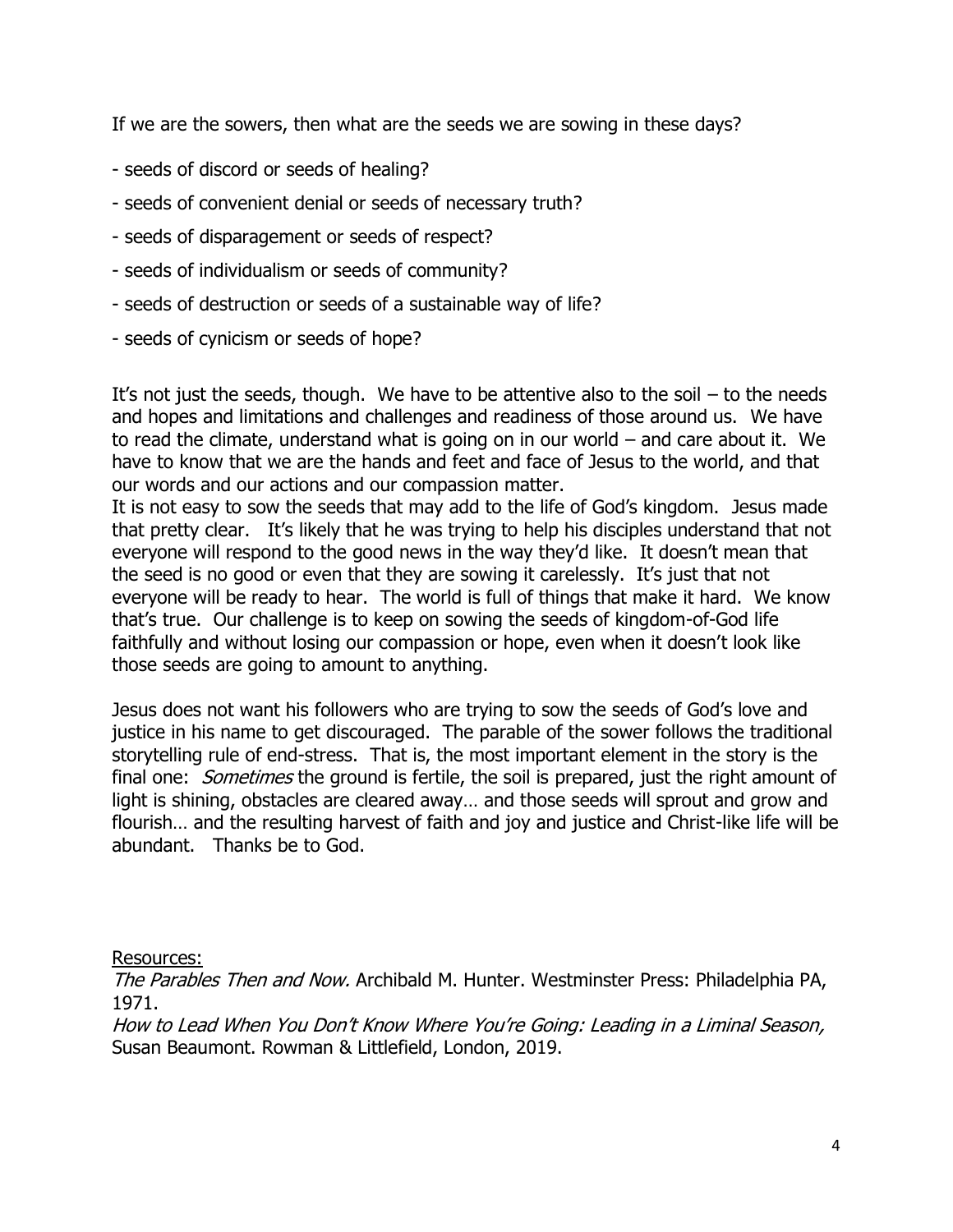If we are the sowers, then what are the seeds we are sowing in these days?

- seeds of discord or seeds of healing?
- seeds of convenient denial or seeds of necessary truth?
- seeds of disparagement or seeds of respect?
- seeds of individualism or seeds of community?
- seeds of destruction or seeds of a sustainable way of life?
- seeds of cynicism or seeds of hope?

It's not just the seeds, though. We have to be attentive also to the soil – to the needs and hopes and limitations and challenges and readiness of those around us. We have to read the climate, understand what is going on in our world – and care about it. We have to know that we are the hands and feet and face of Jesus to the world, and that our words and our actions and our compassion matter.

It is not easy to sow the seeds that may add to the life of God's kingdom. Jesus made that pretty clear. It's likely that he was trying to help his disciples understand that not everyone will respond to the good news in the way they'd like. It doesn't mean that the seed is no good or even that they are sowing it carelessly. It's just that not everyone will be ready to hear. The world is full of things that make it hard. We know that's true. Our challenge is to keep on sowing the seeds of kingdom-of-God life faithfully and without losing our compassion or hope, even when it doesn't look like those seeds are going to amount to anything.

Jesus does not want his followers who are trying to sow the seeds of God's love and justice in his name to get discouraged. The parable of the sower follows the traditional storytelling rule of end-stress. That is, the most important element in the story is the final one: *Sometimes* the ground is fertile, the soil is prepared, just the right amount of light is shining, obstacles are cleared away… and those seeds will sprout and grow and flourish… and the resulting harvest of faith and joy and justice and Christ-like life will be abundant. Thanks be to God.

Resources:

*The Parables Then and Now.* Archibald M. Hunter. Westminster Press: Philadelphia PA, 1971.

*How to Lead When You Don't Know Where You're Going: Leading in a Liminal Season,* Susan Beaumont. Rowman & Littlefield, London, 2019.